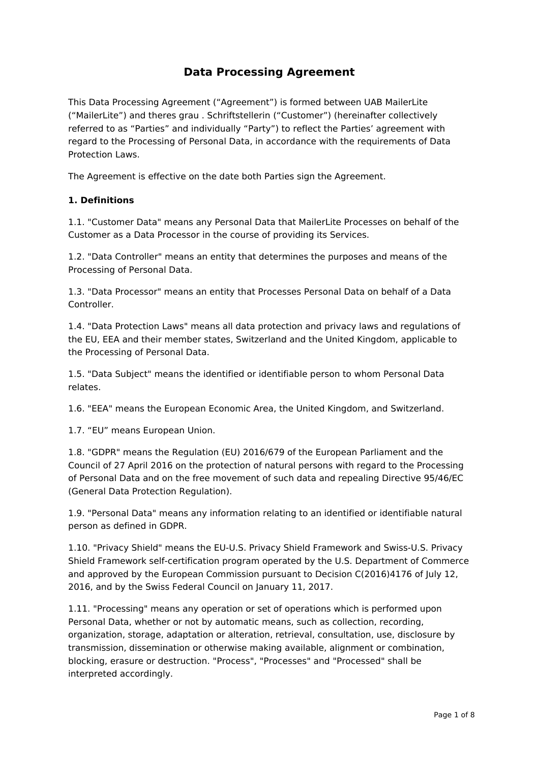# Data Processing Agreement

This Data Processing Agreement (“Agreement”) is formed between UAB MailerLite (“MailerLite”) and theres grau . Schriftstellerin (“Customer”) (hereinafter collectively referred to as “Parties” and individually “Party”) to reflect the Parties’ agreement with regard to the Processing of Personal Data, in accordance with the requirements of Data Protection Laws.

The Agreement is effective on the date both Parties sign the Agreement.

**1. Definitions**

1.1. "Customer Data" means any Personal Data that MailerLite Processes on behalf of the Customer as a Data Processor in the course of providing its Services.

1.2. "Data Controller" means an entity that determines the purposes and means of the Processing of Personal Data.

1.3. "Data Processor" means an entity that Processes Personal Data on behalf of a Data Controller.

1.4. "Data Protection Laws" means all data protection and privacy laws and regulations of the EU, EEA and their member states, Switzerland and the United Kingdom, applicable to the Processing of Personal Data.

1.5. "Data Subject" means the identified or identifiable person to whom Personal Data relates.

1.6. "EEA" means the European Economic Area, the United Kingdom, and Switzerland.

1.7. “EU” means European Union.

1.8. "GDPR" means the Regulation (EU) 2016/679 of the European Parliament and the Council of 27 April 2016 on the protection of natural persons with regard to the Processing of Personal Data and on the free movement of such data and repealing Directive 95/46/EC (General Data Protection Regulation).

1.9. "Personal Data" means any information relating to an identified or identifiable natural person as defined in GDPR.

1.10. "Privacy Shield" means the EU-U.S. Privacy Shield Framework and Swiss-U.S. Privacy Shield Framework self-certification program operated by the U.S. Department of Commerce and approved by the European Commission pursuant to Decision C(2016)4176 of July 12, 2016, and by the Swiss Federal Council on January 11, 2017.

1.11. "Processing" means any operation or set of operations which is performed upon Personal Data, whether or not by automatic means, such as collection, recording, organization, storage, adaptation or alteration, retrieval, consultation, use, disclosure by transmission, dissemination or otherwise making available, alignment or combination, blocking, erasure or destruction. "Process", "Processes" and "Processed" shall be interpreted accordingly.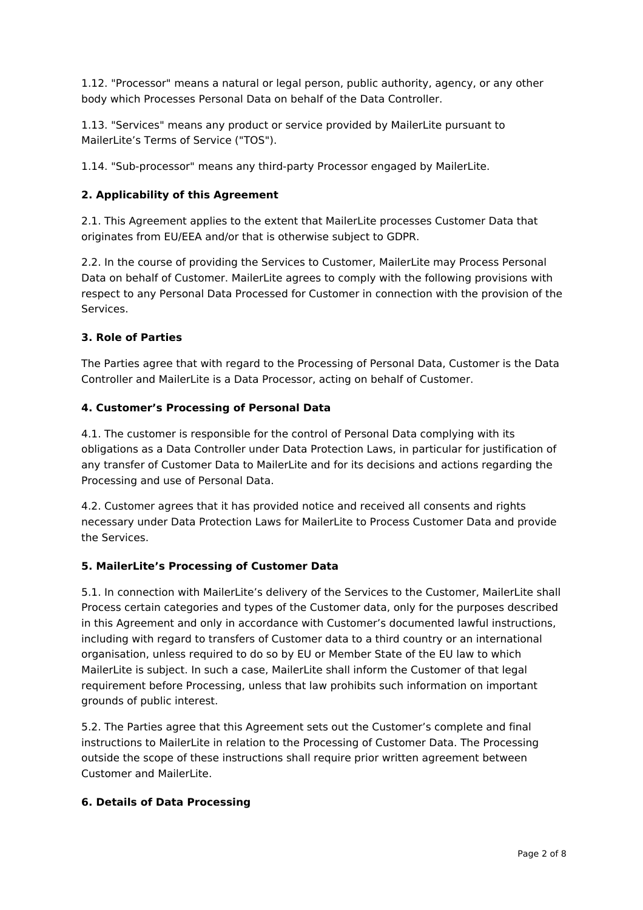1.12. "Processor" means a natural or legal person, public authority, agency, or any other body which Processes Personal Data on behalf of the Data Controller.

1.13. "Services" means any product or service provided by MailerLite pursuant to MailerLite’s Terms of Service ("TOS").

1.14. "Sub-processor" means any third-party Processor engaged by MailerLite.

**2. Applicability of this Agreement**

2.1. This Agreement applies to the extent that MailerLite processes Customer Data that originates from EU/EEA and/or that is otherwise subject to GDPR.

2.2. In the course of providing the Services to Customer, MailerLite may Process Personal Data on behalf of Customer. MailerLite agrees to comply with the following provisions with respect to any Personal Data Processed for Customer in connection with the provision of the Services.

**3. Role of Parties**

The Parties agree that with regard to the Processing of Personal Data, Customer is the Data Controller and MailerLite is a Data Processor, acting on behalf of Customer.

**4. Customer’s Processing of Personal Data**

4.1. The customer is responsible for the control of Personal Data complying with its obligations as a Data Controller under Data Protection Laws, in particular for justification of any transfer of Customer Data to MailerLite and for its decisions and actions regarding the Processing and use of Personal Data.

4.2. Customer agrees that it has provided notice and received all consents and rights necessary under Data Protection Laws for MailerLite to Process Customer Data and provide the Services.

**5. MailerLite’s Processing of Customer Data**

5.1. In connection with MailerLite’s delivery of the Services to the Customer, MailerLite shall Process certain categories and types of the Customer data, only for the purposes described in this Agreement and only in accordance with Customer’s documented lawful instructions, including with regard to transfers of Customer data to a third country or an international organisation, unless required to do so by EU or Member State of the EU law to which MailerLite is subject. In such a case, MailerLite shall inform the Customer of that legal requirement before Processing, unless that law prohibits such information on important grounds of public interest.

5.2. The Parties agree that this Agreement sets out the Customer’s complete and final instructions to MailerLite in relation to the Processing of Customer Data. The Processing outside the scope of these instructions shall require prior written agreement between Customer and MailerLite.

**6. Details of Data Processing**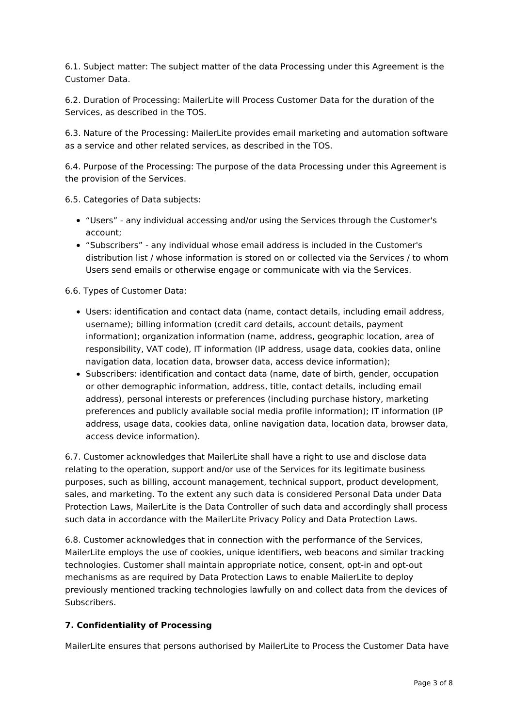6.1. Subject matter: The subject matter of the data Processing under this Agreement is the Customer Data.

6.2. Duration of Processing: MailerLite will Process Customer Data for the duration of the Services, as described in the TOS.

6.3. Nature of the Processing: MailerLite provides email marketing and automation software as a service and other related services, as described in the TOS.

6.4. Purpose of the Processing: The purpose of the data Processing under this Agreement is the provision of the Services.

6.5. Categories of Data subjects:

- “Users” - any individual accessing and/or using the Services through the Customer's account;
- “Subscribers” - any individual whose email address is included in the Customer's distribution list / whose information is stored on or collected via the Services / to whom Users send emails or otherwise engage or communicate with via the Services.

6.6. Types of Customer Data:

- Users: identification and contact data (name, contact details, including email address, username); billing information (credit card details, account details, payment information); organization information (name, address, geographic location, area of responsibility, VAT code), IT information (IP address, usage data, cookies data, online navigation data, location data, browser data, access device information);
- Subscribers: identification and contact data (name, date of birth, gender, occupation or other demographic information, address, title, contact details, including email address), personal interests or preferences (including purchase history, marketing preferences and publicly available social media profile information); IT information (IP address, usage data, cookies data, online navigation data, location data, browser data, access device information).

6.7. Customer acknowledges that MailerLite shall have a right to use and disclose data relating to the operation, support and/or use of the Services for its legitimate business purposes, such as billing, account management, technical support, product development, sales, and marketing. To the extent any such data is considered Personal Data under Data Protection Laws, MailerLite is the Data Controller of such data and accordingly shall process such data in accordance with the MailerLite Privacy Policy and Data Protection Laws.

6.8. Customer acknowledges that in connection with the performance of the Services, MailerLite employs the use of cookies, unique identifiers, web beacons and similar tracking technologies. Customer shall maintain appropriate notice, consent, opt-in and opt-out mechanisms as are required by Data Protection Laws to enable MailerLite to deploy previously mentioned tracking technologies lawfully on and collect data from the devices of Subscribers.

**7. Confidentiality of Processing**

MailerLite ensures that persons authorised by MailerLite to Process the Customer Data have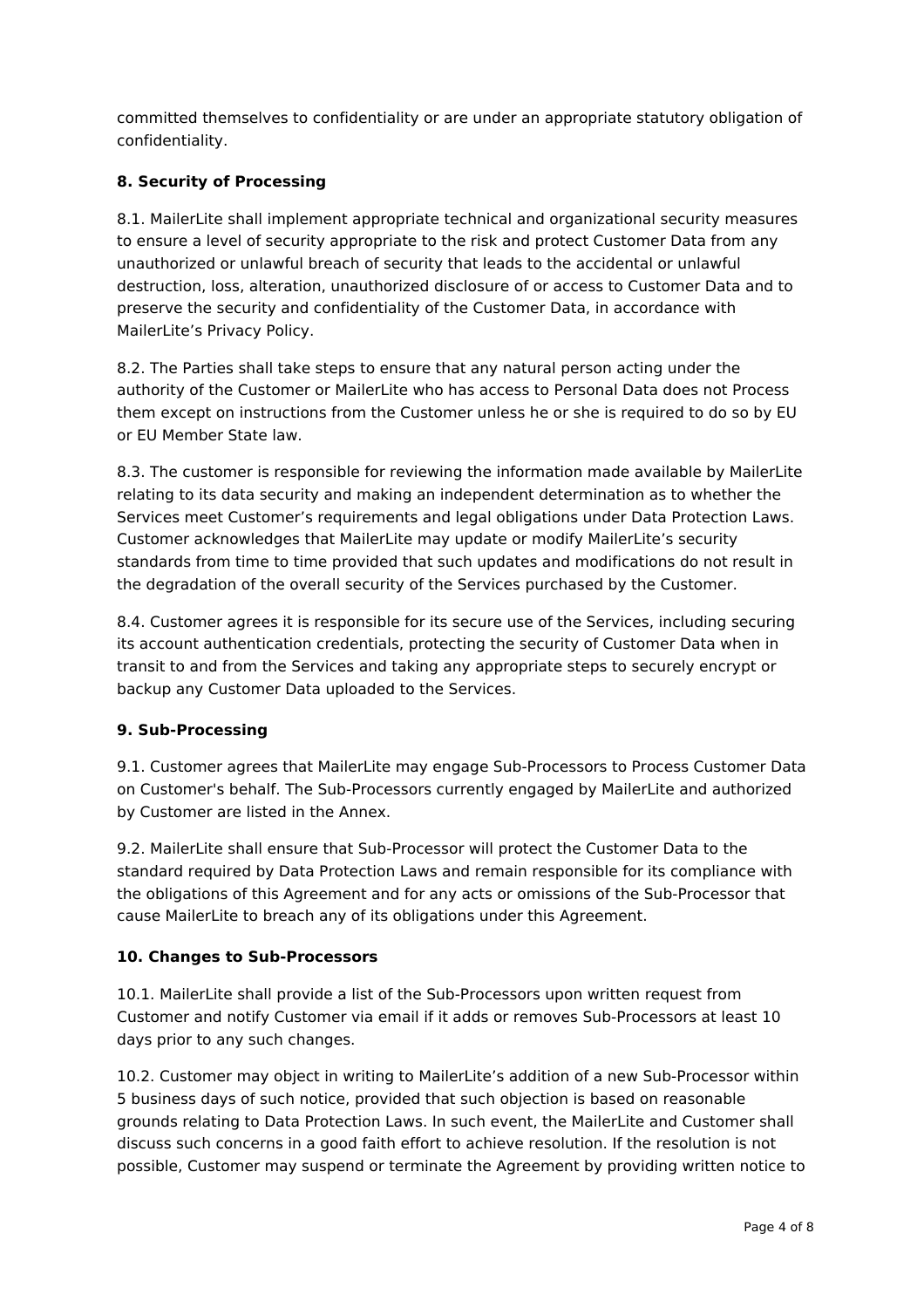committed themselves to confidentiality or are under an appropriate statutory obligation of confidentiality.

**8. Security of Processing**

8.1. MailerLite shall implement appropriate technical and organizational security measures to ensure a level of security appropriate to the risk and protect Customer Data from any unauthorized or unlawful breach of security that leads to the accidental or unlawful destruction, loss, alteration, unauthorized disclosure of or access to Customer Data and to preserve the security and confidentiality of the Customer Data, in accordance with MailerLite's Privacy Policy.

8.2. The Parties shall take steps to ensure that any natural person acting under the authority of the Customer or MailerLite who has access to Personal Data does not Process them except on instructions from the Customer unless he or she is required to do so by EU or EU Member State law.

8.3. The customer is responsible for reviewing the information made available by MailerLite relating to its data security and making an independent determination as to whether the Services meet Customer's requirements and legal obligations under Data Protection Laws. Customer acknowledges that MailerLite may update or modify MailerLite's security standards from time to time provided that such updates and modifications do not result in the degradation of the overall security of the Services purchased by the Customer.

8.4. Customer agrees it is responsible for its secure use of the Services, including securing its account authentication credentials, protecting the security of Customer Data when in transit to and from the Services and taking any appropriate steps to securely encrypt or backup any Customer Data uploaded to the Services.

**9. Sub-Processing**

9.1. Customer agrees that MailerLite may engage Sub-Processors to Process Customer Data on Customer's behalf. The Sub-Processors currently engaged by MailerLite and authorized by Customer are listed in the Annex.

9.2. MailerLite shall ensure that Sub-Processor will protect the Customer Data to the standard required by Data Protection Laws and remain responsible for its compliance with the obligations of this Agreement and for any acts or omissions of the Sub-Processor that cause MailerLite to breach any of its obligations under this Agreement.

**10. Changes to Sub-Processors**

10.1. MailerLite shall provide a list of the Sub-Processors upon written request from Customer and notify Customer via email if it adds or removes Sub-Processors at least 10 days prior to any such changes.

10.2. Customer may object in writing to MailerLite's addition of a new Sub-Processor within 5 business days of such notice, provided that such objection is based on reasonable grounds relating to Data Protection Laws. In such event, the MailerLite and Customer shall discuss such concerns in a good faith effort to achieve resolution. If the resolution is not possible, Customer may suspend or terminate the Agreement by providing written notice to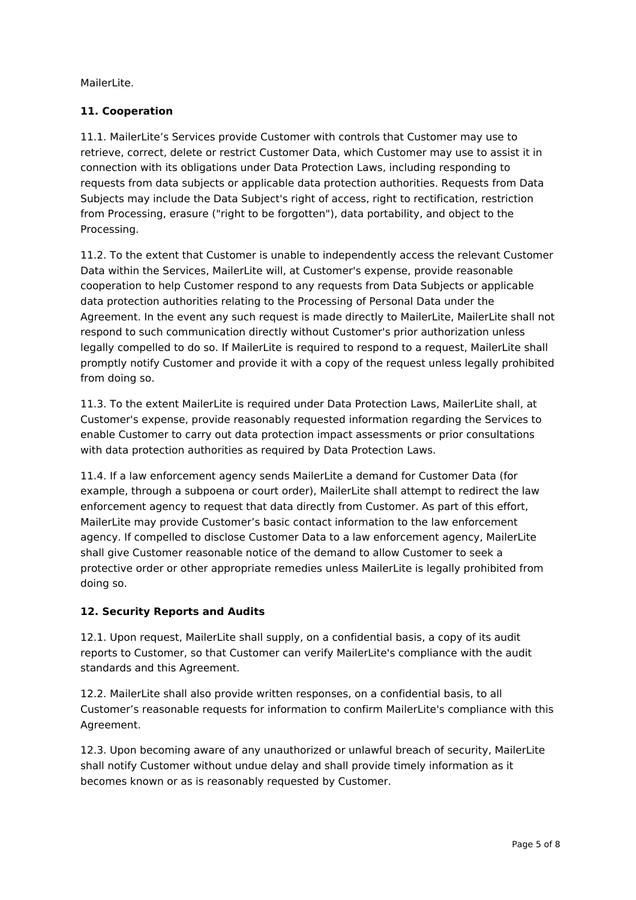MailerLite.

### 11. Cooperation

11.1. MailerLite's Services provide Customer with controls that Customer may use to retrieve, correct, delete or restrict Customer Data, which Customer may use to assist it in connection with its obligations under Data Protection Laws, including responding to requests from data subjects or applicable data protection authorities. Requests from Data Subjects may include the Data Subject's right of access, right to rectification, restriction from Processing, erasure ("right to be forgotten"), data portability, and object to the Processing.

11.2. To the extent that Customer is unable to independently access the relevant Customer Data within the Services, MailerLite will, at Customer's expense, provide reasonable cooperation to help Customer respond to any requests from Data Subjects or applicable data protection authorities relating to the Processing of Personal Data under the Agreement. In the event any such request is made directly to MailerLite, MailerLite shall not respond to such communication directly without Customer's prior authorization unless legally compelled to do so. If MailerLite is required to respond to a request, MailerLite shall promptly notify Customer and provide it with a copy of the request unless legally prohibited from doing so.

11.3. To the extent MailerLite is required under Data Protection Laws, MailerLite shall, at Customer's expense, provide reasonably requested information regarding the Services to enable Customer to carry out data protection impact assessments or prior consultations with data protection authorities as required by Data Protection Laws.

11.4. If a law enforcement agency sends MailerLite a demand for Customer Data (for example, through a subpoena or court order), MailerLite shall attempt to redirect the law enforcement agency to request that data directly from Customer. As part of this effort, MailerLite may provide Customer's basic contact information to the law enforcement agency. If compelled to disclose Customer Data to a law enforcement agency, MailerLite shall give Customer reasonable notice of the demand to allow Customer to seek a protective order or other appropriate remedies unless MailerLite is legally prohibited from doing so.

### 12. Security Reports and Audits

12.1. Upon request, MailerLite shall supply, on a confidential basis, a copy of its audit reports to Customer, so that Customer can verify MailerLite's compliance with the audit standards and this Agreement.

12.2. MailerLite shall also provide written responses, on a confidential basis, to all Customer's reasonable requests for information to confirm MailerLite's compliance with this Agreement.

12.3. Upon becoming aware of any unauthorized or unlawful breach of security, MailerLite shall notify Customer without undue delay and shall provide timely information as it becomes known or as is reasonably requested by Customer.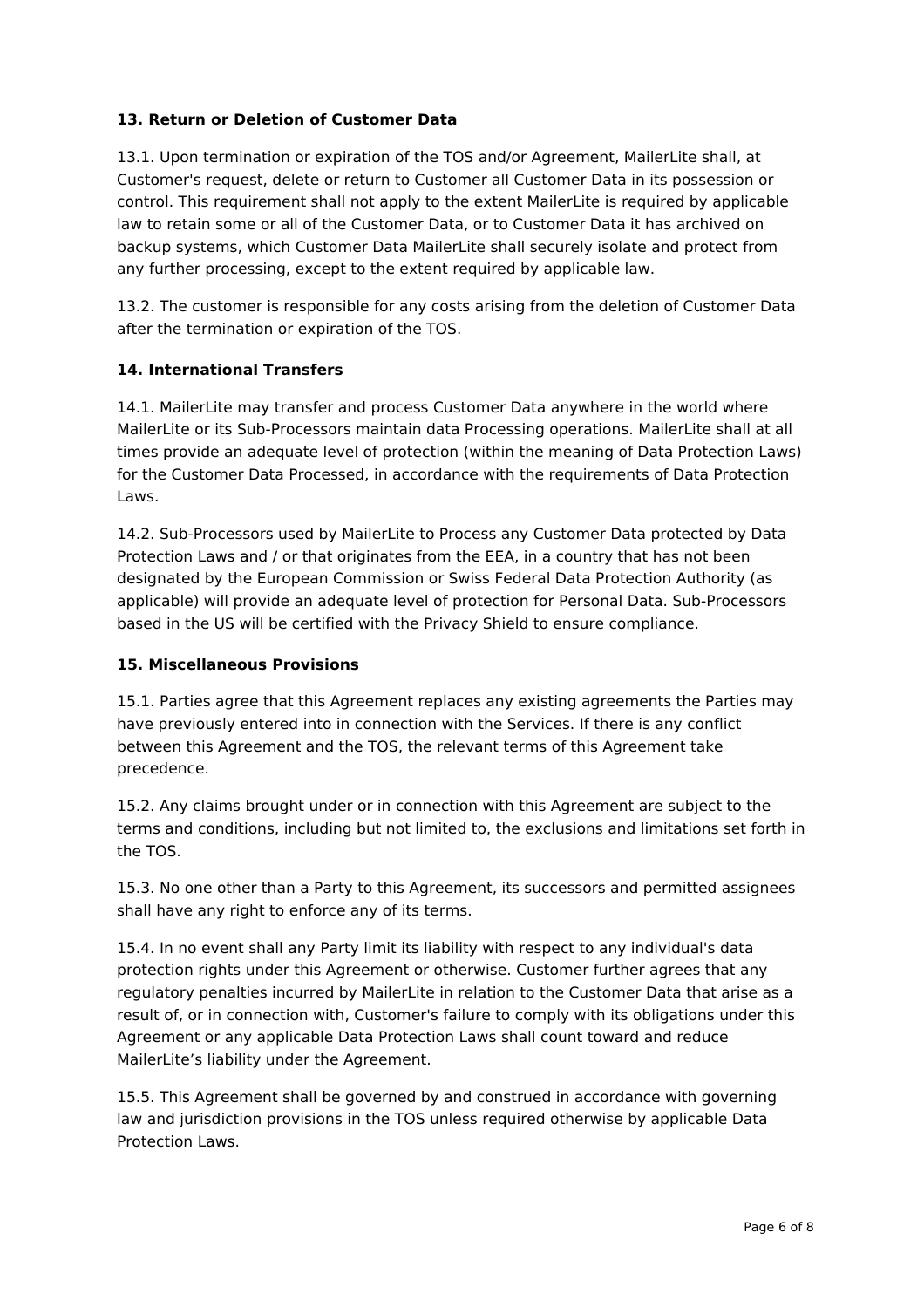### 13. Return or Deletion of Customer Data

13.1. Upon termination or expiration of the TOS and/or Agreement, MailerLite shall, at Customer's request, delete or return to Customer all Customer Data in its possession or control. This requirement shall not apply to the extent MailerLite is required by applicable law to retain some or all of the Customer Data, or to Customer Data it has archived on backup systems, which Customer Data MailerLite shall securely isolate and protect from any further processing, except to the extent required by applicable law.

13.2. The customer is responsible for any costs arising from the deletion of Customer Data after the termination or expiration of the TOS.

### 14. International Transfers

14.1. MailerLite may transfer and process Customer Data anywhere in the world where MailerLite or its Sub-Processors maintain data Processing operations. MailerLite shall at all times provide an adequate level of protection (within the meaning of Data Protection Laws) for the Customer Data Processed, in accordance with the requirements of Data Protection Laws.

14.2. Sub-Processors used by MailerLite to Process any Customer Data protected by Data Protection Laws and / or that originates from the EEA, in a country that has not been designated by the European Commission or Swiss Federal Data Protection Authority (as applicable) will provide an adequate level of protection for Personal Data. Sub-Processors based in the US will be certified with the Privacy Shield to ensure compliance.

### 15. Miscellaneous Provisions

15.1. Parties agree that this Agreement replaces any existing agreements the Parties may have previously entered into in connection with the Services. If there is any conflict between this Agreement and the TOS, the relevant terms of this Agreement take precedence.

15.2. Any claims brought under or in connection with this Agreement are subject to the terms and conditions, including but not limited to, the exclusions and limitations set forth in the TOS.

15.3. No one other than a Party to this Agreement, its successors and permitted assignees shall have any right to enforce any of its terms.

15.4. In no event shall any Party limit its liability with respect to any individual's data protection rights under this Agreement or otherwise. Customer further agrees that any regulatory penalties incurred by MailerLite in relation to the Customer Data that arise as a result of, or in connection with, Customer's failure to comply with its obligations under this Agreement or any applicable Data Protection Laws shall count toward and reduce MailerLite's liability under the Agreement.

15.5. This Agreement shall be governed by and construed in accordance with governing law and jurisdiction provisions in the TOS unless required otherwise by applicable Data Protection Laws.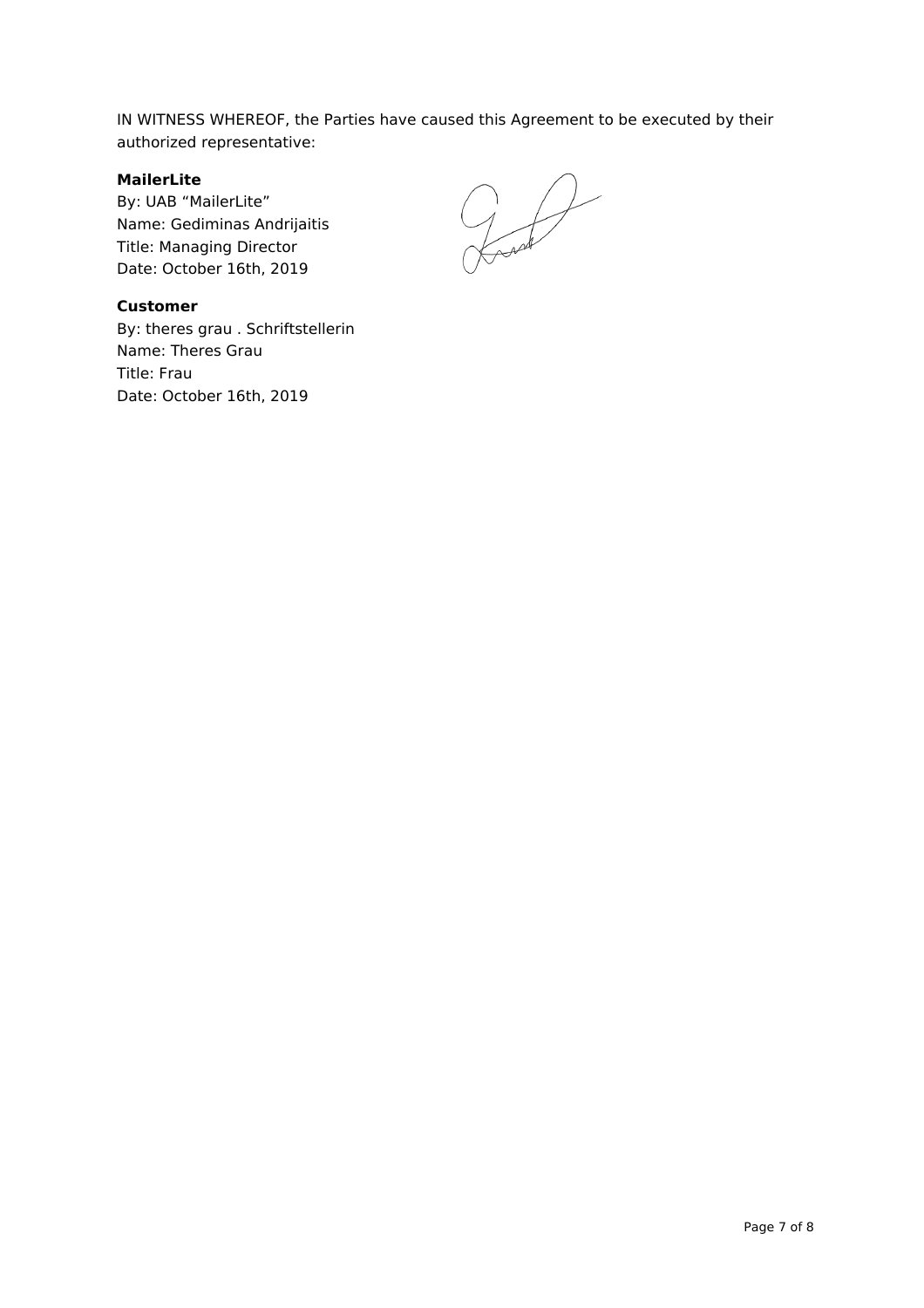IN WITNESS WHEREOF, the Parties have caused this Agreement to be executed by their authorized representative:

**MailerLite**
By: UAB “MailerLite”
Name: Gediminas Andrijaitis
Title: Managing Director
Date: October 16th, 2019

**Customer**
By: theres grau . Schriftstellerin
Name: Theres Grau
Title: Frau
Date: October 16th, 2019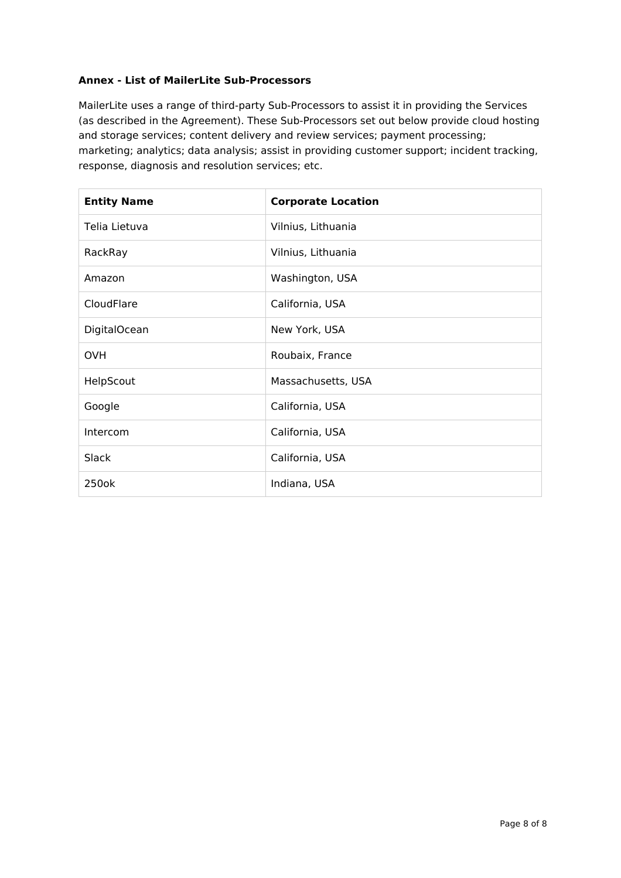**Annex - List of MailerLite Sub-Processors**

MailerLite uses a range of third-party Sub-Processors to assist it in providing the Services (as described in the Agreement). These Sub-Processors set out below provide cloud hosting and storage services; content delivery and review services; payment processing; marketing; analytics; data analysis; assist in providing customer support; incident tracking, response, diagnosis and resolution services; etc.

| **Entity Name** | **Corporate Location** |
| --- | --- |
| Telia Lietuva | Vilnius, Lithuania |
| RackRay | Vilnius, Lithuania |
| Amazon | Washington, USA |
| CloudFlare | California, USA |
| DigitalOcean | New York, USA |
| OVH | Roubaix, France |
| HelpScout | Massachusetts, USA |
| Google | California, USA |
| Intercom | California, USA |
| Slack | California, USA |
| 250ok | Indiana, USA |